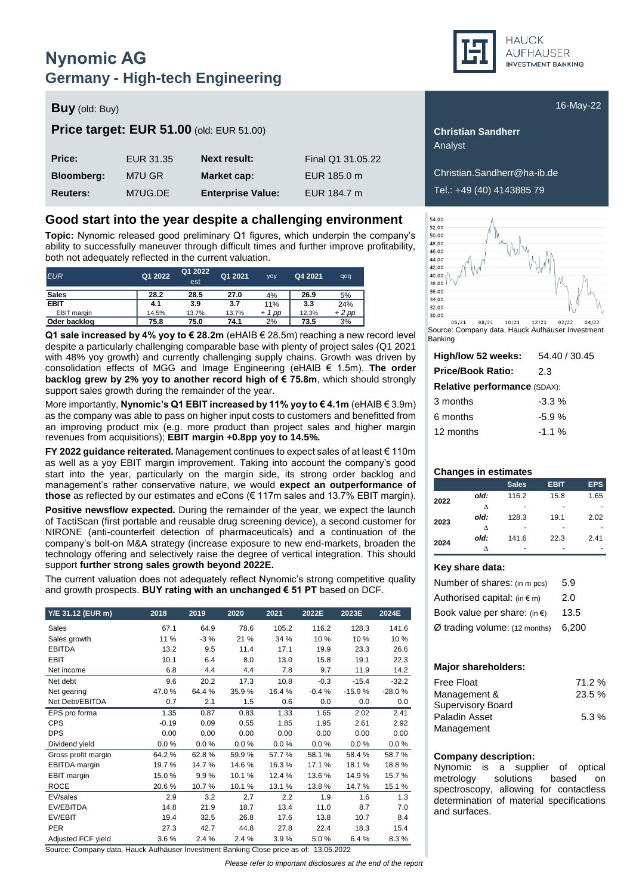# Nynomic AG

## Germany - High-tech Engineering

16-May-22

**Buy** (old: Buy)

**Price target: EUR 51.00** (old: EUR 51.00)

| **Price:** | EUR 31.35 | **Next result:** | Final Q1 31.05.22 |
|---|---|---|---|
| **Bloomberg:** | M7U GR | **Market cap:** | EUR 185.0 m |
| **Reuters:** | M7UG.DE | **Enterprise Value:** | EUR 184.7 m |

**Christian Sandherr**
Analyst

Christian.Sandherr@ha-ib.de
Tel.: +49 (40) 4143885 79

## Good start into the year despite a challenging environment

**Topic:** Nynomic released good preliminary Q1 figures, which underpin the company's ability to successfully maneuver through difficult times and further improve profitability, both not adequately reflected in the current valuation.

| EUR | Q1 2022 | Q1 2022 est | Q1 2021 | yoy | Q4 2021 | qoq |
|---|---|---|---|---|---|---|
| **Sales** | **28.2** | 28.5 | **27.0** | 4% | **26.9** | 5% |
| **EBIT** | **4.1** | 3.9 | **3.7** | 11% | **3.3** | 24% |
| EBIT margin | 14.5% | 13.7% | 13.7% | *+ 1 pp* | 12.3% | *+ 2 pp* |
| **Oder backlog** | **75.8** | 75.0 | **74.1** | 2% | **73.5** | 3% |

**Q1 sale increased by 4% yoy to € 28.2m** (eHAIB € 28.5m) reaching a new record level despite a particularly challenging comparable base with plenty of project sales (Q1 2021 with 48% yoy growth) and currently challenging supply chains. Growth was driven by consolidation effects of MGG and Image Engineering (eHAIB € 1.5m). **The order backlog grew by 2% yoy to another record high of € 75.8m**, which should strongly support sales growth during the remainder of the year.

More importantly, **Nynomic's Q1 EBIT increased by 11% yoy to € 4.1m** (eHAIB € 3.9m) as the company was able to pass on higher input costs to customers and benefitted from an improving product mix (e.g. more product than project sales and higher margin revenues from acquisitions); **EBIT margin +0.8pp yoy to 14.5%.**

**FY 2022 guidance reiterated.** Management continues to expect sales of at least € 110m as well as a yoy EBIT margin improvement. Taking into account the company's good start into the year, particularly on the margin side, its strong order backlog and management's rather conservative nature, we would **expect an outperformance of those** as reflected by our estimates and eCons (€ 117m sales and 13.7% EBIT margin).

**Positive newsflow expected.** During the remainder of the year, we expect the launch of TactiScan (first portable and reusable drug screening device), a second customer for NIRONE (anti-counterfeit detection of pharmaceuticals) and a continuation of the company's bolt-on M&A strategy (increase exposure to new end-markets, broaden the technology offering and selectively raise the degree of vertical integration. This should support **further strong sales growth beyond 2022E.**

The current valuation does not adequately reflect Nynomic's strong competitive quality and growth prospects. **BUY rating with an unchanged € 51 PT** based on DCF.

| Y/E 31.12 (EUR m) | 2018 | 2019 | 2020 | 2021 | 2022E | 2023E | 2024E |
|---|---|---|---|---|---|---|---|
| Sales | 67.1 | 64.9 | 78.6 | 105.2 | 116.2 | 128.3 | 141.6 |
| Sales growth | 11 % | -3 % | 21 % | 34 % | 10 % | 10 % | 10 % |
| EBITDA | 13.2 | 9.5 | 11.4 | 17.1 | 19.9 | 23.3 | 26.6 |
| EBIT | 10.1 | 6.4 | 8.0 | 13.0 | 15.8 | 19.1 | 22.3 |
| Net income | 6.8 | 4.4 | 4.4 | 7.8 | 9.7 | 11.9 | 14.2 |
| Net debt | 9.6 | 20.2 | 17.3 | 10.8 | -0.3 | -15.4 | -32.2 |
| Net gearing | 47.0 % | 64.4 % | 35.9 % | 16.4 % | -0.4 % | -15.9 % | -28.0 % |
| Net Debt/EBITDA | 0.7 | 2.1 | 1.5 | 0.6 | 0.0 | 0.0 | 0.0 |
| EPS pro forma | 1.35 | 0.87 | 0.83 | 1.33 | 1.65 | 2.02 | 2.41 |
| CPS | -0.19 | 0.09 | 0.55 | 1.85 | 1.95 | 2.61 | 2.92 |
| DPS | 0.00 | 0.00 | 0.00 | 0.00 | 0.00 | 0.00 | 0.00 |
| Dividend yield | 0.0 % | 0.0 % | 0.0 % | 0.0 % | 0.0 % | 0.0 % | 0.0 % |
| Gross profit margin | 64.2 % | 62.8 % | 59.9 % | 57.7 % | 58.1 % | 58.4 % | 58.7 % |
| EBITDA margin | 19.7 % | 14.7 % | 14.6 % | 16.3 % | 17.1 % | 18.1 % | 18.8 % |
| EBIT margin | 15.0 % | 9.9 % | 10.1 % | 12.4 % | 13.6 % | 14.9 % | 15.7 % |
| ROCE | 20.6 % | 10.7 % | 10.1 % | 13.1 % | 13.8 % | 14.7 % | 15.1 % |
| EV/sales | 2.9 | 3.2 | 2.7 | 2.2 | 1.9 | 1.6 | 1.3 |
| EV/EBITDA | 14.8 | 21.9 | 18.7 | 13.4 | 11.0 | 8.7 | 7.0 |
| EV/EBIT | 19.4 | 32.5 | 26.8 | 17.6 | 13.8 | 10.7 | 8.4 |
| PER | 27.3 | 42.7 | 44.8 | 27.8 | 22.4 | 18.3 | 15.4 |
| Adjusted FCF yield | 3.6 % | 2.4 % | 2.4 % | 3.9 % | 5.0 % | 6.4 % | 8.3 % |

Source: Company data, Hauck Aufhäuser Investment Banking Close price as of: 13.05.2022

Source: Company data, Hauck Aufhäuser Investment Banking

| | |
|---|---|
| **High/low 52 weeks:** | 54.40 / 30.45 |
| **Price/Book Ratio:** | 2.3 |
| **Relative performance** (SDAX): | |
| 3 months | -3.3 % |
| 6 months | -5.9 % |
| 12 months | -1.1 % |

### Changes in estimates

| | | Sales | EBIT | EPS |
|---|---|---|---|---|
| 2022 | *old:* | 116.2 | 15.8 | 1.65 |
| | Δ | - | - | - |
| 2023 | *old:* | 128.3 | 19.1 | 2.02 |
| | Δ | - | - | - |
| 2024 | *old:* | 141.6 | 22.3 | 2.41 |
| | Δ | - | - | - |

### Key share data:

| | |
|---|---|
| Number of shares: (in m pcs) | 5.9 |
| Authorised capital: (in € m) | 2.0 |
| Book value per share: (in €) | 13.5 |
| Ø trading volume: (12 months) | 6,200 |

### Major shareholders:

| | |
|---|---|
| Free Float | 71.2 % |
| Management & Supervisory Board | 23.5 % |
| Paladin Asset Management | 5.3 % |

### Company description:

Nynomic is a supplier of optical metrology solutions based on spectroscopy, allowing for contactless determination of material specifications and surfaces.

*Please refer to important disclosures at the end of the report*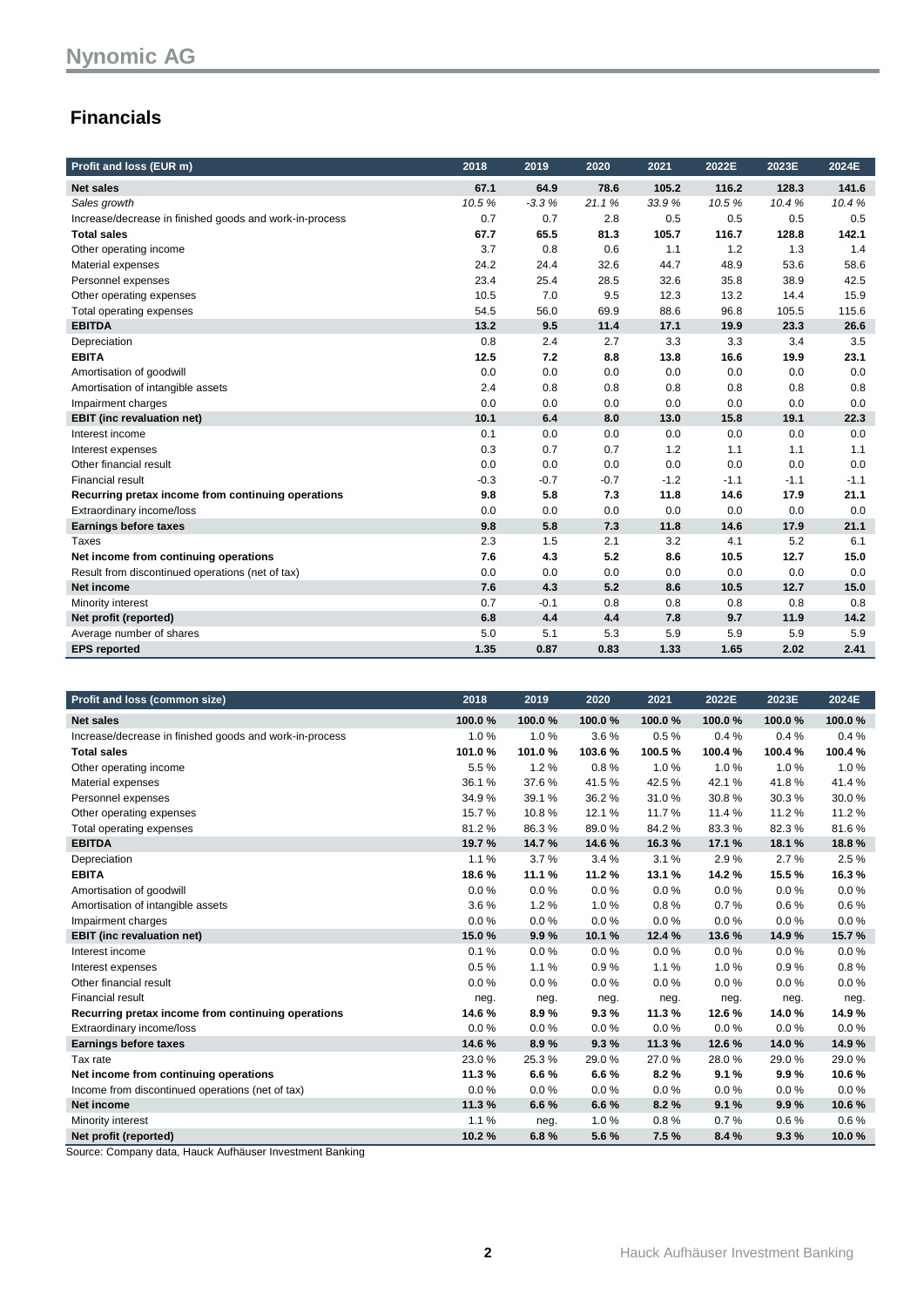## Financials

| Profit and loss (EUR m) | 2018 | 2019 | 2020 | 2021 | 2022E | 2023E | 2024E |
|---|---|---|---|---|---|---|---|
| **Net sales** | **67.1** | **64.9** | **78.6** | **105.2** | **116.2** | **128.3** | **141.6** |
| *Sales growth* | *10.5 %* | *-3.3 %* | *21.1 %* | *33.9 %* | *10.5 %* | *10.4 %* | *10.4 %* |
| Increase/decrease in finished goods and work-in-process | 0.7 | 0.7 | 2.8 | 0.5 | 0.5 | 0.5 | 0.5 |
| **Total sales** | **67.7** | **65.5** | **81.3** | **105.7** | **116.7** | **128.8** | **142.1** |
| Other operating income | 3.7 | 0.8 | 0.6 | 1.1 | 1.2 | 1.3 | 1.4 |
| Material expenses | 24.2 | 24.4 | 32.6 | 44.7 | 48.9 | 53.6 | 58.6 |
| Personnel expenses | 23.4 | 25.4 | 28.5 | 32.6 | 35.8 | 38.9 | 42.5 |
| Other operating expenses | 10.5 | 7.0 | 9.5 | 12.3 | 13.2 | 14.4 | 15.9 |
| Total operating expenses | 54.5 | 56.0 | 69.9 | 88.6 | 96.8 | 105.5 | 115.6 |
| **EBITDA** | **13.2** | **9.5** | **11.4** | **17.1** | **19.9** | **23.3** | **26.6** |
| Depreciation | 0.8 | 2.4 | 2.7 | 3.3 | 3.3 | 3.4 | 3.5 |
| **EBITA** | **12.5** | **7.2** | **8.8** | **13.8** | **16.6** | **19.9** | **23.1** |
| Amortisation of goodwill | 0.0 | 0.0 | 0.0 | 0.0 | 0.0 | 0.0 | 0.0 |
| Amortisation of intangible assets | 2.4 | 0.8 | 0.8 | 0.8 | 0.8 | 0.8 | 0.8 |
| Impairment charges | 0.0 | 0.0 | 0.0 | 0.0 | 0.0 | 0.0 | 0.0 |
| **EBIT (inc revaluation net)** | **10.1** | **6.4** | **8.0** | **13.0** | **15.8** | **19.1** | **22.3** |
| Interest income | 0.1 | 0.0 | 0.0 | 0.0 | 0.0 | 0.0 | 0.0 |
| Interest expenses | 0.3 | 0.7 | 0.7 | 1.2 | 1.1 | 1.1 | 1.1 |
| Other financial result | 0.0 | 0.0 | 0.0 | 0.0 | 0.0 | 0.0 | 0.0 |
| Financial result | -0.3 | -0.7 | -0.7 | -1.2 | -1.1 | -1.1 | -1.1 |
| **Recurring pretax income from continuing operations** | **9.8** | **5.8** | **7.3** | **11.8** | **14.6** | **17.9** | **21.1** |
| Extraordinary income/loss | 0.0 | 0.0 | 0.0 | 0.0 | 0.0 | 0.0 | 0.0 |
| **Earnings before taxes** | **9.8** | **5.8** | **7.3** | **11.8** | **14.6** | **17.9** | **21.1** |
| Taxes | 2.3 | 1.5 | 2.1 | 3.2 | 4.1 | 5.2 | 6.1 |
| **Net income from continuing operations** | **7.6** | **4.3** | **5.2** | **8.6** | **10.5** | **12.7** | **15.0** |
| Result from discontinued operations (net of tax) | 0.0 | 0.0 | 0.0 | 0.0 | 0.0 | 0.0 | 0.0 |
| **Net income** | **7.6** | **4.3** | **5.2** | **8.6** | **10.5** | **12.7** | **15.0** |
| Minority interest | 0.7 | -0.1 | 0.8 | 0.8 | 0.8 | 0.8 | 0.8 |
| **Net profit (reported)** | **6.8** | **4.4** | **4.4** | **7.8** | **9.7** | **11.9** | **14.2** |
| Average number of shares | 5.0 | 5.1 | 5.3 | 5.9 | 5.9 | 5.9 | 5.9 |
| **EPS reported** | **1.35** | **0.87** | **0.83** | **1.33** | **1.65** | **2.02** | **2.41** |

| Profit and loss (common size) | 2018 | 2019 | 2020 | 2021 | 2022E | 2023E | 2024E |
|---|---|---|---|---|---|---|---|
| **Net sales** | **100.0 %** | **100.0 %** | **100.0 %** | **100.0 %** | **100.0 %** | **100.0 %** | **100.0 %** |
| Increase/decrease in finished goods and work-in-process | 1.0 % | 1.0 % | 3.6 % | 0.5 % | 0.4 % | 0.4 % | 0.4 % |
| **Total sales** | **101.0 %** | **101.0 %** | **103.6 %** | **100.5 %** | **100.4 %** | **100.4 %** | **100.4 %** |
| Other operating income | 5.5 % | 1.2 % | 0.8 % | 1.0 % | 1.0 % | 1.0 % | 1.0 % |
| Material expenses | 36.1 % | 37.6 % | 41.5 % | 42.5 % | 42.1 % | 41.8 % | 41.4 % |
| Personnel expenses | 34.9 % | 39.1 % | 36.2 % | 31.0 % | 30.8 % | 30.3 % | 30.0 % |
| Other operating expenses | 15.7 % | 10.8 % | 12.1 % | 11.7 % | 11.4 % | 11.2 % | 11.2 % |
| Total operating expenses | 81.2 % | 86.3 % | 89.0 % | 84.2 % | 83.3 % | 82.3 % | 81.6 % |
| **EBITDA** | **19.7 %** | **14.7 %** | **14.6 %** | **16.3 %** | **17.1 %** | **18.1 %** | **18.8 %** |
| Depreciation | 1.1 % | 3.7 % | 3.4 % | 3.1 % | 2.9 % | 2.7 % | 2.5 % |
| **EBITA** | **18.6 %** | **11.1 %** | **11.2 %** | **13.1 %** | **14.2 %** | **15.5 %** | **16.3 %** |
| Amortisation of goodwill | 0.0 % | 0.0 % | 0.0 % | 0.0 % | 0.0 % | 0.0 % | 0.0 % |
| Amortisation of intangible assets | 3.6 % | 1.2 % | 1.0 % | 0.8 % | 0.7 % | 0.6 % | 0.6 % |
| Impairment charges | 0.0 % | 0.0 % | 0.0 % | 0.0 % | 0.0 % | 0.0 % | 0.0 % |
| **EBIT (inc revaluation net)** | **15.0 %** | **9.9 %** | **10.1 %** | **12.4 %** | **13.6 %** | **14.9 %** | **15.7 %** |
| Interest income | 0.1 % | 0.0 % | 0.0 % | 0.0 % | 0.0 % | 0.0 % | 0.0 % |
| Interest expenses | 0.5 % | 1.1 % | 0.9 % | 1.1 % | 1.0 % | 0.9 % | 0.8 % |
| Other financial result | 0.0 % | 0.0 % | 0.0 % | 0.0 % | 0.0 % | 0.0 % | 0.0 % |
| Financial result | neg. | neg. | neg. | neg. | neg. | neg. | neg. |
| **Recurring pretax income from continuing operations** | **14.6 %** | **8.9 %** | **9.3 %** | **11.3 %** | **12.6 %** | **14.0 %** | **14.9 %** |
| Extraordinary income/loss | 0.0 % | 0.0 % | 0.0 % | 0.0 % | 0.0 % | 0.0 % | 0.0 % |
| **Earnings before taxes** | **14.6 %** | **8.9 %** | **9.3 %** | **11.3 %** | **12.6 %** | **14.0 %** | **14.9 %** |
| Tax rate | 23.0 % | 25.3 % | 29.0 % | 27.0 % | 28.0 % | 29.0 % | 29.0 % |
| **Net income from continuing operations** | **11.3 %** | **6.6 %** | **6.6 %** | **8.2 %** | **9.1 %** | **9.9 %** | **10.6 %** |
| Income from discontinued operations (net of tax) | 0.0 % | 0.0 % | 0.0 % | 0.0 % | 0.0 % | 0.0 % | 0.0 % |
| **Net income** | **11.3 %** | **6.6 %** | **6.6 %** | **8.2 %** | **9.1 %** | **9.9 %** | **10.6 %** |
| Minority interest | 1.1 % | neg. | 1.0 % | 0.8 % | 0.7 % | 0.6 % | 0.6 % |
| **Net profit (reported)** | **10.2 %** | **6.8 %** | **5.6 %** | **7.5 %** | **8.4 %** | **9.3 %** | **10.0 %** |

Source: Company data, Hauck Aufhäuser Investment Banking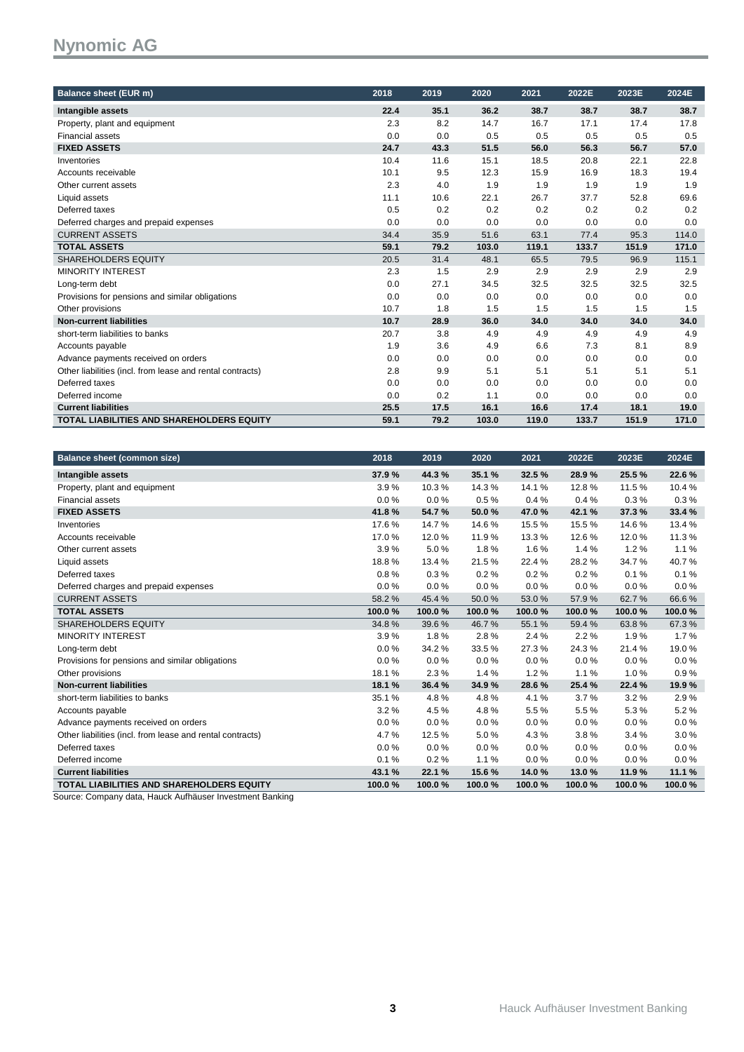# Nynomic AG

| Balance sheet (EUR m) | 2018 | 2019 | 2020 | 2021 | 2022E | 2023E | 2024E |
|---|---|---|---|---|---|---|---|
| **Intangible assets** | **22.4** | **35.1** | **36.2** | **38.7** | **38.7** | **38.7** | **38.7** |
| Property, plant and equipment | 2.3 | 8.2 | 14.7 | 16.7 | 17.1 | 17.4 | 17.8 |
| Financial assets | 0.0 | 0.0 | 0.5 | 0.5 | 0.5 | 0.5 | 0.5 |
| **FIXED ASSETS** | **24.7** | **43.3** | **51.5** | **56.0** | **56.3** | **56.7** | **57.0** |
| Inventories | 10.4 | 11.6 | 15.1 | 18.5 | 20.8 | 22.1 | 22.8 |
| Accounts receivable | 10.1 | 9.5 | 12.3 | 15.9 | 16.9 | 18.3 | 19.4 |
| Other current assets | 2.3 | 4.0 | 1.9 | 1.9 | 1.9 | 1.9 | 1.9 |
| Liquid assets | 11.1 | 10.6 | 22.1 | 26.7 | 37.7 | 52.8 | 69.6 |
| Deferred taxes | 0.5 | 0.2 | 0.2 | 0.2 | 0.2 | 0.2 | 0.2 |
| Deferred charges and prepaid expenses | 0.0 | 0.0 | 0.0 | 0.0 | 0.0 | 0.0 | 0.0 |
| CURRENT ASSETS | 34.4 | 35.9 | 51.6 | 63.1 | 77.4 | 95.3 | 114.0 |
| **TOTAL ASSETS** | **59.1** | **79.2** | **103.0** | **119.1** | **133.7** | **151.9** | **171.0** |
| SHAREHOLDERS EQUITY | 20.5 | 31.4 | 48.1 | 65.5 | 79.5 | 96.9 | 115.1 |
| MINORITY INTEREST | 2.3 | 1.5 | 2.9 | 2.9 | 2.9 | 2.9 | 2.9 |
| Long-term debt | 0.0 | 27.1 | 34.5 | 32.5 | 32.5 | 32.5 | 32.5 |
| Provisions for pensions and similar obligations | 0.0 | 0.0 | 0.0 | 0.0 | 0.0 | 0.0 | 0.0 |
| Other provisions | 10.7 | 1.8 | 1.5 | 1.5 | 1.5 | 1.5 | 1.5 |
| **Non-current liabilities** | **10.7** | **28.9** | **36.0** | **34.0** | **34.0** | **34.0** | **34.0** |
| short-term liabilities to banks | 20.7 | 3.8 | 4.9 | 4.9 | 4.9 | 4.9 | 4.9 |
| Accounts payable | 1.9 | 3.6 | 4.9 | 6.6 | 7.3 | 8.1 | 8.9 |
| Advance payments received on orders | 0.0 | 0.0 | 0.0 | 0.0 | 0.0 | 0.0 | 0.0 |
| Other liabilities (incl. from lease and rental contracts) | 2.8 | 9.9 | 5.1 | 5.1 | 5.1 | 5.1 | 5.1 |
| Deferred taxes | 0.0 | 0.0 | 0.0 | 0.0 | 0.0 | 0.0 | 0.0 |
| Deferred income | 0.0 | 0.2 | 1.1 | 0.0 | 0.0 | 0.0 | 0.0 |
| **Current liabilities** | **25.5** | **17.5** | **16.1** | **16.6** | **17.4** | **18.1** | **19.0** |
| **TOTAL LIABILITIES AND SHAREHOLDERS EQUITY** | **59.1** | **79.2** | **103.0** | **119.0** | **133.7** | **151.9** | **171.0** |

| Balance sheet (common size) | 2018 | 2019 | 2020 | 2021 | 2022E | 2023E | 2024E |
|---|---|---|---|---|---|---|---|
| **Intangible assets** | **37.9 %** | **44.3 %** | **35.1 %** | **32.5 %** | **28.9 %** | **25.5 %** | **22.6 %** |
| Property, plant and equipment | 3.9 % | 10.3 % | 14.3 % | 14.1 % | 12.8 % | 11.5 % | 10.4 % |
| Financial assets | 0.0 % | 0.0 % | 0.5 % | 0.4 % | 0.4 % | 0.3 % | 0.3 % |
| **FIXED ASSETS** | **41.8 %** | **54.7 %** | **50.0 %** | **47.0 %** | **42.1 %** | **37.3 %** | **33.4 %** |
| Inventories | 17.6 % | 14.7 % | 14.6 % | 15.5 % | 15.5 % | 14.6 % | 13.4 % |
| Accounts receivable | 17.0 % | 12.0 % | 11.9 % | 13.3 % | 12.6 % | 12.0 % | 11.3 % |
| Other current assets | 3.9 % | 5.0 % | 1.8 % | 1.6 % | 1.4 % | 1.2 % | 1.1 % |
| Liquid assets | 18.8 % | 13.4 % | 21.5 % | 22.4 % | 28.2 % | 34.7 % | 40.7 % |
| Deferred taxes | 0.8 % | 0.3 % | 0.2 % | 0.2 % | 0.2 % | 0.1 % | 0.1 % |
| Deferred charges and prepaid expenses | 0.0 % | 0.0 % | 0.0 % | 0.0 % | 0.0 % | 0.0 % | 0.0 % |
| CURRENT ASSETS | 58.2 % | 45.4 % | 50.0 % | 53.0 % | 57.9 % | 62.7 % | 66.6 % |
| **TOTAL ASSETS** | **100.0 %** | **100.0 %** | **100.0 %** | **100.0 %** | **100.0 %** | **100.0 %** | **100.0 %** |
| SHAREHOLDERS EQUITY | 34.8 % | 39.6 % | 46.7 % | 55.1 % | 59.4 % | 63.8 % | 67.3 % |
| MINORITY INTEREST | 3.9 % | 1.8 % | 2.8 % | 2.4 % | 2.2 % | 1.9 % | 1.7 % |
| Long-term debt | 0.0 % | 34.2 % | 33.5 % | 27.3 % | 24.3 % | 21.4 % | 19.0 % |
| Provisions for pensions and similar obligations | 0.0 % | 0.0 % | 0.0 % | 0.0 % | 0.0 % | 0.0 % | 0.0 % |
| Other provisions | 18.1 % | 2.3 % | 1.4 % | 1.2 % | 1.1 % | 1.0 % | 0.9 % |
| **Non-current liabilities** | **18.1 %** | **36.4 %** | **34.9 %** | **28.6 %** | **25.4 %** | **22.4 %** | **19.9 %** |
| short-term liabilities to banks | 35.1 % | 4.8 % | 4.8 % | 4.1 % | 3.7 % | 3.2 % | 2.9 % |
| Accounts payable | 3.2 % | 4.5 % | 4.8 % | 5.5 % | 5.5 % | 5.3 % | 5.2 % |
| Advance payments received on orders | 0.0 % | 0.0 % | 0.0 % | 0.0 % | 0.0 % | 0.0 % | 0.0 % |
| Other liabilities (incl. from lease and rental contracts) | 4.7 % | 12.5 % | 5.0 % | 4.3 % | 3.8 % | 3.4 % | 3.0 % |
| Deferred taxes | 0.0 % | 0.0 % | 0.0 % | 0.0 % | 0.0 % | 0.0 % | 0.0 % |
| Deferred income | 0.1 % | 0.2 % | 1.1 % | 0.0 % | 0.0 % | 0.0 % | 0.0 % |
| **Current liabilities** | **43.1 %** | **22.1 %** | **15.6 %** | **14.0 %** | **13.0 %** | **11.9 %** | **11.1 %** |
| **TOTAL LIABILITIES AND SHAREHOLDERS EQUITY** | **100.0 %** | **100.0 %** | **100.0 %** | **100.0 %** | **100.0 %** | **100.0 %** | **100.0 %** |

Source: Company data, Hauck Aufhäuser Investment Banking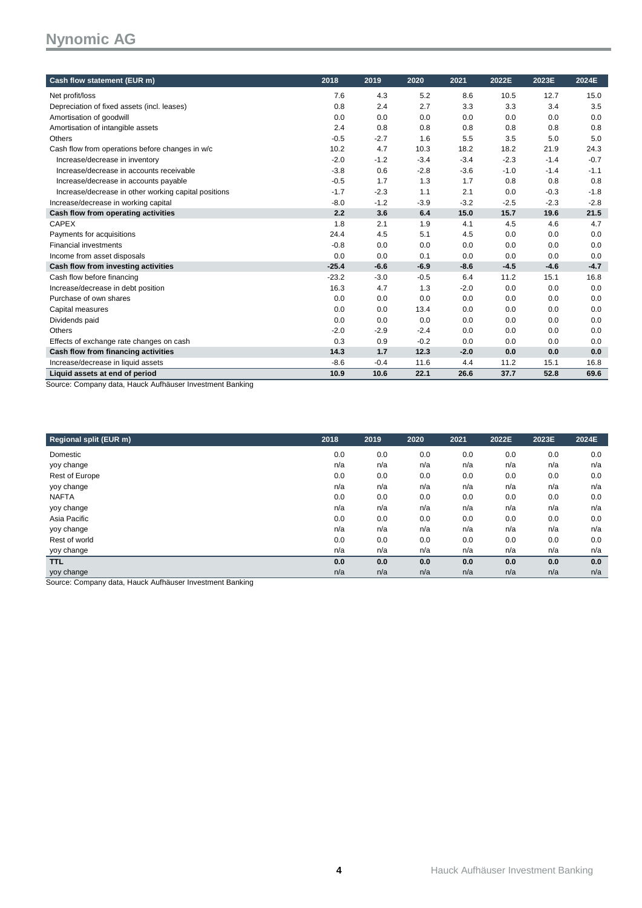# Nynomic AG

| Cash flow statement (EUR m) | 2018 | 2019 | 2020 | 2021 | 2022E | 2023E | 2024E |
|---|---|---|---|---|---|---|---|
| Net profit/loss | 7.6 | 4.3 | 5.2 | 8.6 | 10.5 | 12.7 | 15.0 |
| Depreciation of fixed assets (incl. leases) | 0.8 | 2.4 | 2.7 | 3.3 | 3.3 | 3.4 | 3.5 |
| Amortisation of goodwill | 0.0 | 0.0 | 0.0 | 0.0 | 0.0 | 0.0 | 0.0 |
| Amortisation of intangible assets | 2.4 | 0.8 | 0.8 | 0.8 | 0.8 | 0.8 | 0.8 |
| Others | -0.5 | -2.7 | 1.6 | 5.5 | 3.5 | 5.0 | 5.0 |
| Cash flow from operations before changes in w/c | 10.2 | 4.7 | 10.3 | 18.2 | 18.2 | 21.9 | 24.3 |
| Increase/decrease in inventory | -2.0 | -1.2 | -3.4 | -3.4 | -2.3 | -1.4 | -0.7 |
| Increase/decrease in accounts receivable | -3.8 | 0.6 | -2.8 | -3.6 | -1.0 | -1.4 | -1.1 |
| Increase/decrease in accounts payable | -0.5 | 1.7 | 1.3 | 1.7 | 0.8 | 0.8 | 0.8 |
| Increase/decrease in other working capital positions | -1.7 | -2.3 | 1.1 | 2.1 | 0.0 | -0.3 | -1.8 |
| Increase/decrease in working capital | -8.0 | -1.2 | -3.9 | -3.2 | -2.5 | -2.3 | -2.8 |
| **Cash flow from operating activities** | **2.2** | **3.6** | **6.4** | **15.0** | **15.7** | **19.6** | **21.5** |
| CAPEX | 1.8 | 2.1 | 1.9 | 4.1 | 4.5 | 4.6 | 4.7 |
| Payments for acquisitions | 24.4 | 4.5 | 5.1 | 4.5 | 0.0 | 0.0 | 0.0 |
| Financial investments | -0.8 | 0.0 | 0.0 | 0.0 | 0.0 | 0.0 | 0.0 |
| Income from asset disposals | 0.0 | 0.0 | 0.1 | 0.0 | 0.0 | 0.0 | 0.0 |
| **Cash flow from investing activities** | **-25.4** | **-6.6** | **-6.9** | **-8.6** | **-4.5** | **-4.6** | **-4.7** |
| Cash flow before financing | -23.2 | -3.0 | -0.5 | 6.4 | 11.2 | 15.1 | 16.8 |
| Increase/decrease in debt position | 16.3 | 4.7 | 1.3 | -2.0 | 0.0 | 0.0 | 0.0 |
| Purchase of own shares | 0.0 | 0.0 | 0.0 | 0.0 | 0.0 | 0.0 | 0.0 |
| Capital measures | 0.0 | 0.0 | 13.4 | 0.0 | 0.0 | 0.0 | 0.0 |
| Dividends paid | 0.0 | 0.0 | 0.0 | 0.0 | 0.0 | 0.0 | 0.0 |
| Others | -2.0 | -2.9 | -2.4 | 0.0 | 0.0 | 0.0 | 0.0 |
| Effects of exchange rate changes on cash | 0.3 | 0.9 | -0.2 | 0.0 | 0.0 | 0.0 | 0.0 |
| **Cash flow from financing activities** | **14.3** | **1.7** | **12.3** | **-2.0** | **0.0** | **0.0** | **0.0** |
| Increase/decrease in liquid assets | -8.6 | -0.4 | 11.6 | 4.4 | 11.2 | 15.1 | 16.8 |
| **Liquid assets at end of period** | **10.9** | **10.6** | **22.1** | **26.6** | **37.7** | **52.8** | **69.6** |

Source: Company data, Hauck Aufhäuser Investment Banking

| Regional split (EUR m) | 2018 | 2019 | 2020 | 2021 | 2022E | 2023E | 2024E |
|---|---|---|---|---|---|---|---|
| Domestic | 0.0 | 0.0 | 0.0 | 0.0 | 0.0 | 0.0 | 0.0 |
| yoy change | n/a | n/a | n/a | n/a | n/a | n/a | n/a |
| Rest of Europe | 0.0 | 0.0 | 0.0 | 0.0 | 0.0 | 0.0 | 0.0 |
| yoy change | n/a | n/a | n/a | n/a | n/a | n/a | n/a |
| NAFTA | 0.0 | 0.0 | 0.0 | 0.0 | 0.0 | 0.0 | 0.0 |
| yoy change | n/a | n/a | n/a | n/a | n/a | n/a | n/a |
| Asia Pacific | 0.0 | 0.0 | 0.0 | 0.0 | 0.0 | 0.0 | 0.0 |
| yoy change | n/a | n/a | n/a | n/a | n/a | n/a | n/a |
| Rest of world | 0.0 | 0.0 | 0.0 | 0.0 | 0.0 | 0.0 | 0.0 |
| yoy change | n/a | n/a | n/a | n/a | n/a | n/a | n/a |
| **TTL** | **0.0** | **0.0** | **0.0** | **0.0** | **0.0** | **0.0** | **0.0** |
| yoy change | n/a | n/a | n/a | n/a | n/a | n/a | n/a |

Source: Company data, Hauck Aufhäuser Investment Banking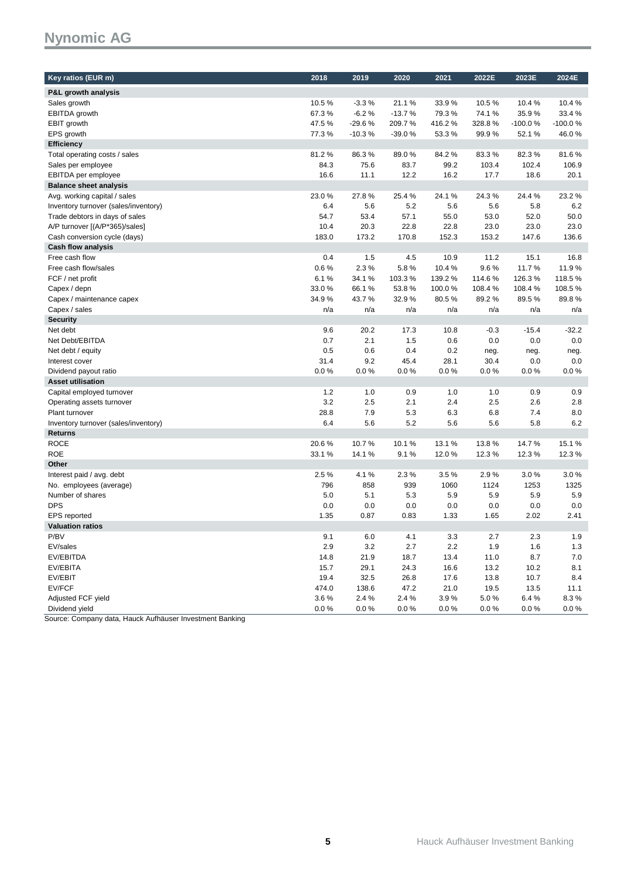# Nynomic AG

| Key ratios (EUR m) | 2018 | 2019 | 2020 | 2021 | 2022E | 2023E | 2024E |
|---|---|---|---|---|---|---|---|
| **P&L growth analysis** | | | | | | | |
| Sales growth | 10.5 % | -3.3 % | 21.1 % | 33.9 % | 10.5 % | 10.4 % | 10.4 % |
| EBITDA growth | 67.3 % | -6.2 % | -13.7 % | 79.3 % | 74.1 % | 35.9 % | 33.4 % |
| EBIT growth | 47.5 % | -29.6 % | 209.7 % | 416.2 % | 328.8 % | -100.0 % | -100.0 % |
| EPS growth | 77.3 % | -10.3 % | -39.0 % | 53.3 % | 99.9 % | 52.1 % | 46.0 % |
| **Efficiency** | | | | | | | |
| Total operating costs / sales | 81.2 % | 86.3 % | 89.0 % | 84.2 % | 83.3 % | 82.3 % | 81.6 % |
| Sales per employee | 84.3 | 75.6 | 83.7 | 99.2 | 103.4 | 102.4 | 106.9 |
| EBITDA per employee | 16.6 | 11.1 | 12.2 | 16.2 | 17.7 | 18.6 | 20.1 |
| **Balance sheet analysis** | | | | | | | |
| Avg. working capital / sales | 23.0 % | 27.8 % | 25.4 % | 24.1 % | 24.3 % | 24.4 % | 23.2 % |
| Inventory turnover (sales/inventory) | 6.4 | 5.6 | 5.2 | 5.6 | 5.6 | 5.8 | 6.2 |
| Trade debtors in days of sales | 54.7 | 53.4 | 57.1 | 55.0 | 53.0 | 52.0 | 50.0 |
| A/P turnover [(A/P*365)/sales] | 10.4 | 20.3 | 22.8 | 22.8 | 23.0 | 23.0 | 23.0 |
| Cash conversion cycle (days) | 183.0 | 173.2 | 170.8 | 152.3 | 153.2 | 147.6 | 136.6 |
| **Cash flow analysis** | | | | | | | |
| Free cash flow | 0.4 | 1.5 | 4.5 | 10.9 | 11.2 | 15.1 | 16.8 |
| Free cash flow/sales | 0.6 % | 2.3 % | 5.8 % | 10.4 % | 9.6 % | 11.7 % | 11.9 % |
| FCF / net profit | 6.1 % | 34.1 % | 103.3 % | 139.2 % | 114.6 % | 126.3 % | 118.5 % |
| Capex / depn | 33.0 % | 66.1 % | 53.8 % | 100.0 % | 108.4 % | 108.4 % | 108.5 % |
| Capex / maintenance capex | 34.9 % | 43.7 % | 32.9 % | 80.5 % | 89.2 % | 89.5 % | 89.8 % |
| Capex / sales | n/a | n/a | n/a | n/a | n/a | n/a | n/a |
| **Security** | | | | | | | |
| Net debt | 9.6 | 20.2 | 17.3 | 10.8 | -0.3 | -15.4 | -32.2 |
| Net Debt/EBITDA | 0.7 | 2.1 | 1.5 | 0.6 | 0.0 | 0.0 | 0.0 |
| Net debt / equity | 0.5 | 0.6 | 0.4 | 0.2 | neg. | neg. | neg. |
| Interest cover | 31.4 | 9.2 | 45.4 | 28.1 | 30.4 | 0.0 | 0.0 |
| Dividend payout ratio | 0.0 % | 0.0 % | 0.0 % | 0.0 % | 0.0 % | 0.0 % | 0.0 % |
| **Asset utilisation** | | | | | | | |
| Capital employed turnover | 1.2 | 1.0 | 0.9 | 1.0 | 1.0 | 0.9 | 0.9 |
| Operating assets turnover | 3.2 | 2.5 | 2.1 | 2.4 | 2.5 | 2.6 | 2.8 |
| Plant turnover | 28.8 | 7.9 | 5.3 | 6.3 | 6.8 | 7.4 | 8.0 |
| Inventory turnover (sales/inventory) | 6.4 | 5.6 | 5.2 | 5.6 | 5.6 | 5.8 | 6.2 |
| **Returns** | | | | | | | |
| ROCE | 20.6 % | 10.7 % | 10.1 % | 13.1 % | 13.8 % | 14.7 % | 15.1 % |
| ROE | 33.1 % | 14.1 % | 9.1 % | 12.0 % | 12.3 % | 12.3 % | 12.3 % |
| **Other** | | | | | | | |
| Interest paid / avg. debt | 2.5 % | 4.1 % | 2.3 % | 3.5 % | 2.9 % | 3.0 % | 3.0 % |
| No. employees (average) | 796 | 858 | 939 | 1060 | 1124 | 1253 | 1325 |
| Number of shares | 5.0 | 5.1 | 5.3 | 5.9 | 5.9 | 5.9 | 5.9 |
| DPS | 0.0 | 0.0 | 0.0 | 0.0 | 0.0 | 0.0 | 0.0 |
| EPS reported | 1.35 | 0.87 | 0.83 | 1.33 | 1.65 | 2.02 | 2.41 |
| **Valuation ratios** | | | | | | | |
| P/BV | 9.1 | 6.0 | 4.1 | 3.3 | 2.7 | 2.3 | 1.9 |
| EV/sales | 2.9 | 3.2 | 2.7 | 2.2 | 1.9 | 1.6 | 1.3 |
| EV/EBITDA | 14.8 | 21.9 | 18.7 | 13.4 | 11.0 | 8.7 | 7.0 |
| EV/EBITA | 15.7 | 29.1 | 24.3 | 16.6 | 13.2 | 10.2 | 8.1 |
| EV/EBIT | 19.4 | 32.5 | 26.8 | 17.6 | 13.8 | 10.7 | 8.4 |
| EV/FCF | 474.0 | 138.6 | 47.2 | 21.0 | 19.5 | 13.5 | 11.1 |
| Adjusted FCF yield | 3.6 % | 2.4 % | 2.4 % | 3.9 % | 5.0 % | 6.4 % | 8.3 % |
| Dividend yield | 0.0 % | 0.0 % | 0.0 % | 0.0 % | 0.0 % | 0.0 % | 0.0 % |

Source: Company data, Hauck Aufhäuser Investment Banking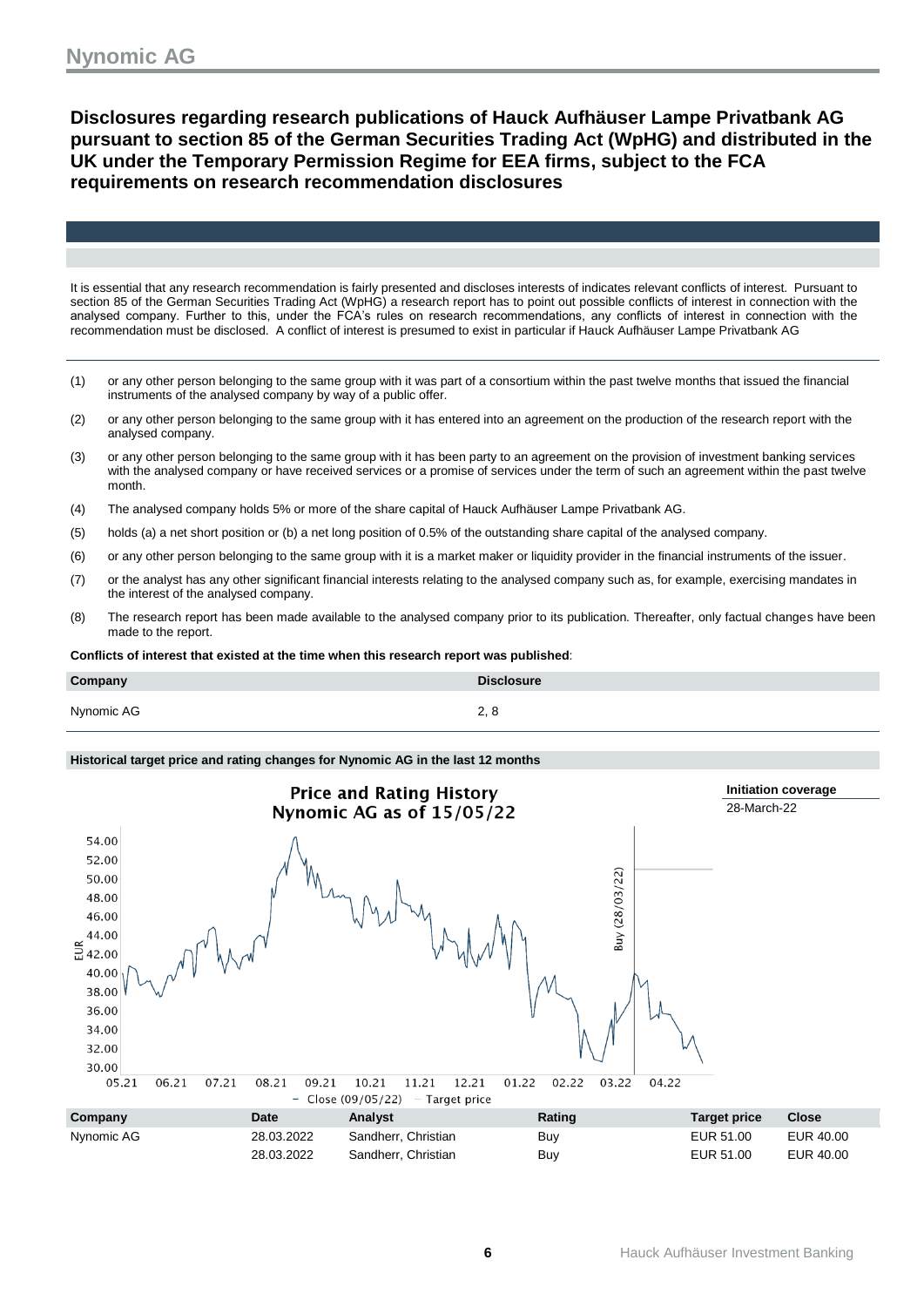## Disclosures regarding research publications of Hauck Aufhäuser Lampe Privatbank AG pursuant to section 85 of the German Securities Trading Act (WpHG) and distributed in the UK under the Temporary Permission Regime for EEA firms, subject to the FCA requirements on research recommendation disclosures

It is essential that any research recommendation is fairly presented and discloses interests of indicates relevant conflicts of interest. Pursuant to section 85 of the German Securities Trading Act (WpHG) a research report has to point out possible conflicts of interest in connection with the analysed company. Further to this, under the FCA's rules on research recommendations, any conflicts of interest in connection with the recommendation must be disclosed. A conflict of interest is presumed to exist in particular if Hauck Aufhäuser Lampe Privatbank AG

(1) or any other person belonging to the same group with it was part of a consortium within the past twelve months that issued the financial instruments of the analysed company by way of a public offer.

(2) or any other person belonging to the same group with it has entered into an agreement on the production of the research report with the analysed company.

(3) or any other person belonging to the same group with it has been party to an agreement on the provision of investment banking services with the analysed company or have received services or a promise of services under the term of such an agreement within the past twelve month.

(4) The analysed company holds 5% or more of the share capital of Hauck Aufhäuser Lampe Privatbank AG.

(5) holds (a) a net short position or (b) a net long position of 0.5% of the outstanding share capital of the analysed company.

(6) or any other person belonging to the same group with it is a market maker or liquidity provider in the financial instruments of the issuer.

(7) or the analyst has any other significant financial interests relating to the analysed company such as, for example, exercising mandates in the interest of the analysed company.

(8) The research report has been made available to the analysed company prior to its publication. Thereafter, only factual changes have been made to the report.

**Conflicts of interest that existed at the time when this research report was published**:

| Company | Disclosure |
|---|---|
| Nynomic AG | 2, 8 |

**Historical target price and rating changes for Nynomic AG in the last 12 months**

**Price and Rating History Nynomic AG as of 15/05/22**

**Initiation coverage**
28-March-22

| Company | Date | Analyst | Rating | Target price | Close |
|---|---|---|---|---|---|
| Nynomic AG | 28.03.2022 | Sandherr, Christian | Buy | EUR 51.00 | EUR 40.00 |
| | 28.03.2022 | Sandherr, Christian | Buy | EUR 51.00 | EUR 40.00 |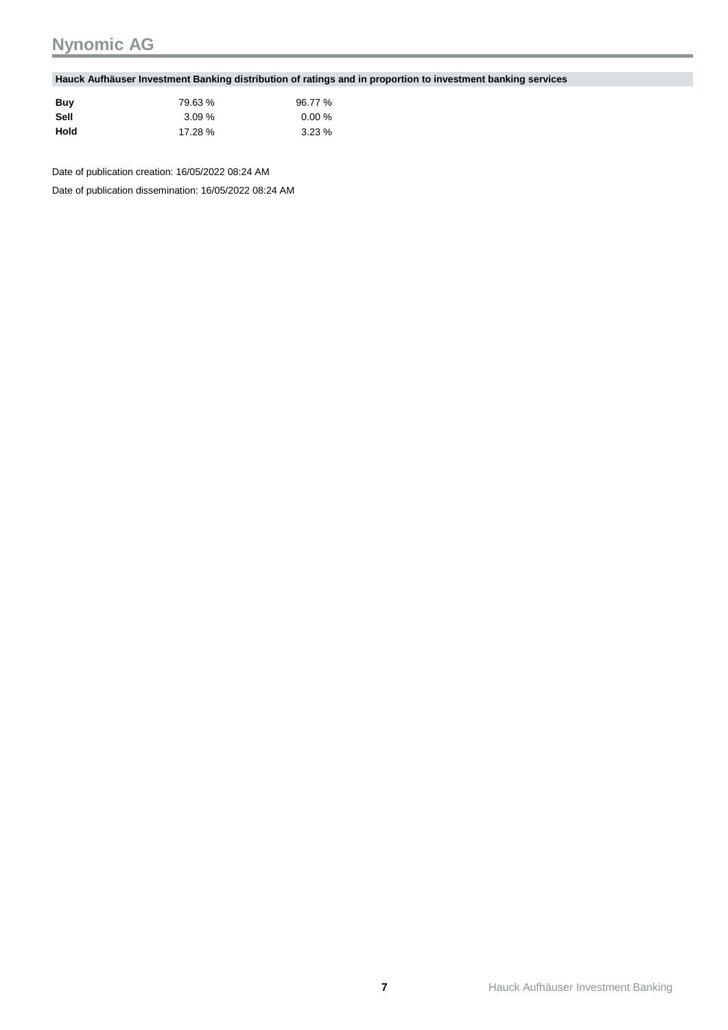**Hauck Aufhäuser Investment Banking distribution of ratings and in proportion to investment banking services**

| | | |
|---|---|---|
| **Buy** | 79.63 % | 96.77 % |
| **Sell** | 3.09 % | 0.00 % |
| **Hold** | 17.28 % | 3.23 % |

Date of publication creation: 16/05/2022 08:24 AM

Date of publication dissemination: 16/05/2022 08:24 AM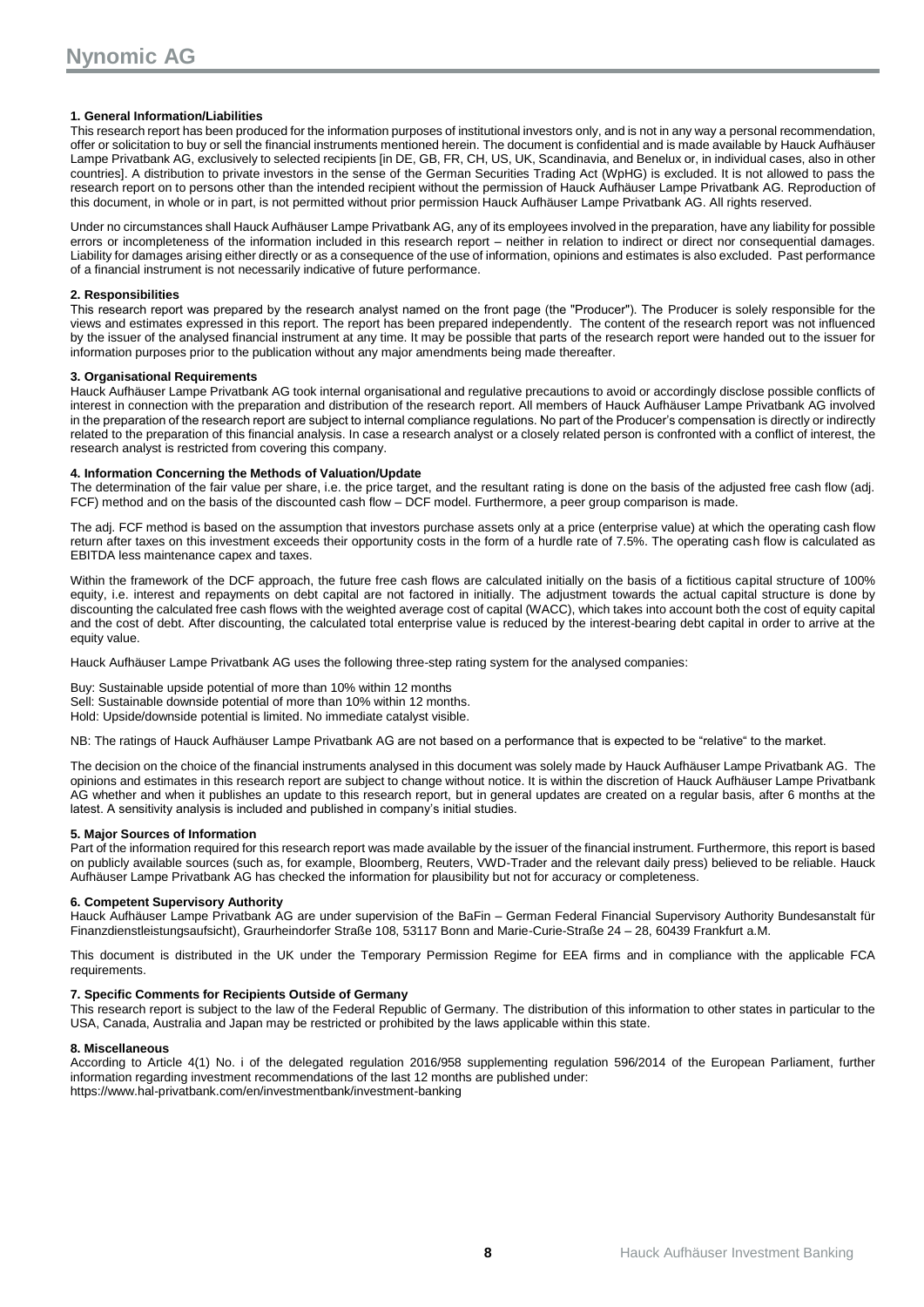### 1. General Information/Liabilities

This research report has been produced for the information purposes of institutional investors only, and is not in any way a personal recommendation, offer or solicitation to buy or sell the financial instruments mentioned herein. The document is confidential and is made available by Hauck Aufhäuser Lampe Privatbank AG, exclusively to selected recipients [in DE, GB, FR, CH, US, UK, Scandinavia, and Benelux or, in individual cases, also in other countries]. A distribution to private investors in the sense of the German Securities Trading Act (WpHG) is excluded. It is not allowed to pass the research report on to persons other than the intended recipient without the permission of Hauck Aufhäuser Lampe Privatbank AG. Reproduction of this document, in whole or in part, is not permitted without prior permission Hauck Aufhäuser Lampe Privatbank AG. All rights reserved.

Under no circumstances shall Hauck Aufhäuser Lampe Privatbank AG, any of its employees involved in the preparation, have any liability for possible errors or incompleteness of the information included in this research report – neither in relation to indirect or direct nor consequential damages. Liability for damages arising either directly or as a consequence of the use of information, opinions and estimates is also excluded. Past performance of a financial instrument is not necessarily indicative of future performance.

### 2. Responsibilities

This research report was prepared by the research analyst named on the front page (the "Producer"). The Producer is solely responsible for the views and estimates expressed in this report. The report has been prepared independently. The content of the research report was not influenced by the issuer of the analysed financial instrument at any time. It may be possible that parts of the research report were handed out to the issuer for information purposes prior to the publication without any major amendments being made thereafter.

### 3. Organisational Requirements

Hauck Aufhäuser Lampe Privatbank AG took internal organisational and regulative precautions to avoid or accordingly disclose possible conflicts of interest in connection with the preparation and distribution of the research report. All members of Hauck Aufhäuser Lampe Privatbank AG involved in the preparation of the research report are subject to internal compliance regulations. No part of the Producer's compensation is directly or indirectly related to the preparation of this financial analysis. In case a research analyst or a closely related person is confronted with a conflict of interest, the research analyst is restricted from covering this company.

### 4. Information Concerning the Methods of Valuation/Update

The determination of the fair value per share, i.e. the price target, and the resultant rating is done on the basis of the adjusted free cash flow (adj. FCF) method and on the basis of the discounted cash flow – DCF model. Furthermore, a peer group comparison is made.

The adj. FCF method is based on the assumption that investors purchase assets only at a price (enterprise value) at which the operating cash flow return after taxes on this investment exceeds their opportunity costs in the form of a hurdle rate of 7.5%. The operating cash flow is calculated as EBITDA less maintenance capex and taxes.

Within the framework of the DCF approach, the future free cash flows are calculated initially on the basis of a fictitious capital structure of 100% equity, i.e. interest and repayments on debt capital are not factored in initially. The adjustment towards the actual capital structure is done by discounting the calculated free cash flows with the weighted average cost of capital (WACC), which takes into account both the cost of equity capital and the cost of debt. After discounting, the calculated total enterprise value is reduced by the interest-bearing debt capital in order to arrive at the equity value.

Hauck Aufhäuser Lampe Privatbank AG uses the following three-step rating system for the analysed companies:

Buy: Sustainable upside potential of more than 10% within 12 months
Sell: Sustainable downside potential of more than 10% within 12 months.
Hold: Upside/downside potential is limited. No immediate catalyst visible.

NB: The ratings of Hauck Aufhäuser Lampe Privatbank AG are not based on a performance that is expected to be "relative" to the market.

The decision on the choice of the financial instruments analysed in this document was solely made by Hauck Aufhäuser Lampe Privatbank AG. The opinions and estimates in this research report are subject to change without notice. It is within the discretion of Hauck Aufhäuser Lampe Privatbank AG whether and when it publishes an update to this research report, but in general updates are created on a regular basis, after 6 months at the latest. A sensitivity analysis is included and published in company's initial studies.

### 5. Major Sources of Information

Part of the information required for this research report was made available by the issuer of the financial instrument. Furthermore, this report is based on publicly available sources (such as, for example, Bloomberg, Reuters, VWD-Trader and the relevant daily press) believed to be reliable. Hauck Aufhäuser Lampe Privatbank AG has checked the information for plausibility but not for accuracy or completeness.

### 6. Competent Supervisory Authority

Hauck Aufhäuser Lampe Privatbank AG are under supervision of the BaFin – German Federal Financial Supervisory Authority Bundesanstalt für Finanzdienstleistungsaufsicht), Graurheindorfer Straße 108, 53117 Bonn and Marie-Curie-Straße 24 – 28, 60439 Frankfurt a.M.

This document is distributed in the UK under the Temporary Permission Regime for EEA firms and in compliance with the applicable FCA requirements.

### 7. Specific Comments for Recipients Outside of Germany

This research report is subject to the law of the Federal Republic of Germany. The distribution of this information to other states in particular to the USA, Canada, Australia and Japan may be restricted or prohibited by the laws applicable within this state.

### 8. Miscellaneous

According to Article 4(1) No. i of the delegated regulation 2016/958 supplementing regulation 596/2014 of the European Parliament, further information regarding investment recommendations of the last 12 months are published under:
https://www.hal-privatbank.com/en/investmentbank/investment-banking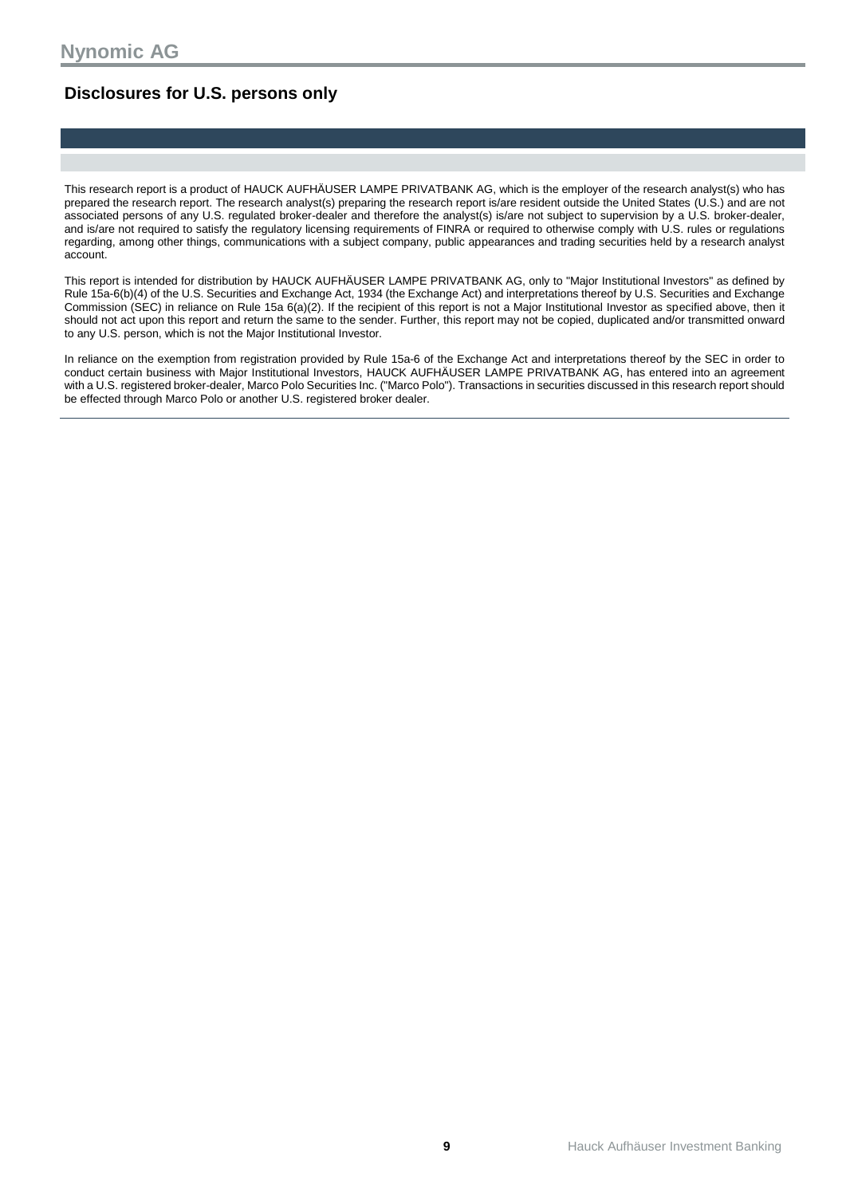## Disclosures for U.S. persons only

This research report is a product of HAUCK AUFHÄUSER LAMPE PRIVATBANK AG, which is the employer of the research analyst(s) who has prepared the research report. The research analyst(s) preparing the research report is/are resident outside the United States (U.S.) and are not associated persons of any U.S. regulated broker-dealer and therefore the analyst(s) is/are not subject to supervision by a U.S. broker-dealer, and is/are not required to satisfy the regulatory licensing requirements of FINRA or required to otherwise comply with U.S. rules or regulations regarding, among other things, communications with a subject company, public appearances and trading securities held by a research analyst account.

This report is intended for distribution by HAUCK AUFHÄUSER LAMPE PRIVATBANK AG, only to "Major Institutional Investors" as defined by Rule 15a-6(b)(4) of the U.S. Securities and Exchange Act, 1934 (the Exchange Act) and interpretations thereof by U.S. Securities and Exchange Commission (SEC) in reliance on Rule 15a 6(a)(2). If the recipient of this report is not a Major Institutional Investor as specified above, then it should not act upon this report and return the same to the sender. Further, this report may not be copied, duplicated and/or transmitted onward to any U.S. person, which is not the Major Institutional Investor.

In reliance on the exemption from registration provided by Rule 15a-6 of the Exchange Act and interpretations thereof by the SEC in order to conduct certain business with Major Institutional Investors, HAUCK AUFHÄUSER LAMPE PRIVATBANK AG, has entered into an agreement with a U.S. registered broker-dealer, Marco Polo Securities Inc. ("Marco Polo"). Transactions in securities discussed in this research report should be effected through Marco Polo or another U.S. registered broker dealer.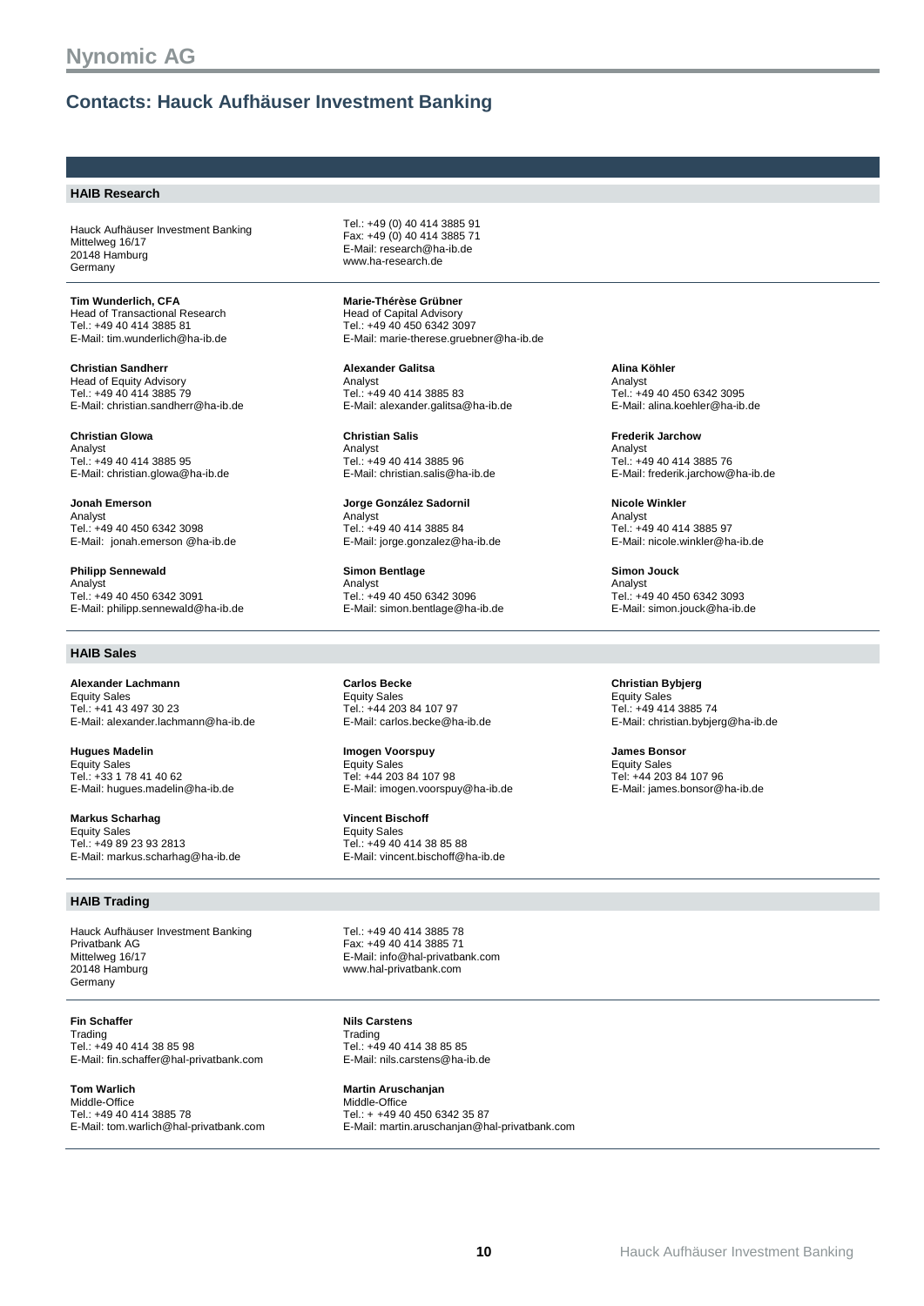# Contacts: Hauck Aufhäuser Investment Banking

## HAIB Research

Hauck Aufhäuser Investment Banking
Mittelweg 16/17
20148 Hamburg
Germany

Tel.: +49 (0) 40 414 3885 91
Fax: +49 (0) 40 414 3885 71
E-Mail: research@ha-ib.de
www.ha-research.de

**Tim Wunderlich, CFA**
Head of Transactional Research
Tel.: +49 40 414 3885 81
E-Mail: tim.wunderlich@ha-ib.de

**Marie-Thérèse Grübner**
Head of Capital Advisory
Tel.: +49 40 450 6342 3097
E-Mail: marie-therese.gruebner@ha-ib.de

**Christian Sandherr**
Head of Equity Advisory
Tel.: +49 40 414 3885 79
E-Mail: christian.sandherr@ha-ib.de

**Alexander Galitsa**
Analyst
Tel.: +49 40 414 3885 83
E-Mail: alexander.galitsa@ha-ib.de

**Alina Köhler**
Analyst
Tel.: +49 40 450 6342 3095
E-Mail: alina.koehler@ha-ib.de

**Christian Glowa**
Analyst
Tel.: +49 40 414 3885 95
E-Mail: christian.glowa@ha-ib.de

**Christian Salis**
Analyst
Tel.: +49 40 414 3885 96
E-Mail: christian.salis@ha-ib.de

**Frederik Jarchow**
Analyst
Tel.: +49 40 414 3885 76
E-Mail: frederik.jarchow@ha-ib.de

**Jonah Emerson**
Analyst
Tel.: +49 40 450 6342 3098
E-Mail: jonah.emerson @ha-ib.de

**Jorge González Sadornil**
Analyst
Tel.: +49 40 414 3885 84
E-Mail: jorge.gonzalez@ha-ib.de

**Nicole Winkler**
Analyst
Tel.: +49 40 414 3885 97
E-Mail: nicole.winkler@ha-ib.de

**Philipp Sennewald**
Analyst
Tel.: +49 40 450 6342 3091
E-Mail: philipp.sennewald@ha-ib.de

**Simon Bentlage**
Analyst
Tel.: +49 40 450 6342 3096
E-Mail: simon.bentlage@ha-ib.de

**Simon Jouck**
Analyst
Tel.: +49 40 450 6342 3093
E-Mail: simon.jouck@ha-ib.de

## HAIB Sales

**Alexander Lachmann**
Equity Sales
Tel.: +41 43 497 30 23
E-Mail: alexander.lachmann@ha-ib.de

**Carlos Becke**
Equity Sales
Tel.: +44 203 84 107 97
E-Mail: carlos.becke@ha-ib.de

**Christian Bybjerg**
Equity Sales
Tel.: +49 414 3885 74
E-Mail: christian.bybjerg@ha-ib.de

**Hugues Madelin**
Equity Sales
Tel.: +33 1 78 41 40 62
E-Mail: hugues.madelin@ha-ib.de

**Imogen Voorspuy**
Equity Sales
Tel: +44 203 84 107 98
E-Mail: imogen.voorspuy@ha-ib.de

**James Bonsor**
Equity Sales
Tel: +44 203 84 107 96
E-Mail: james.bonsor@ha-ib.de

**Markus Scharhag**
Equity Sales
Tel.: +49 89 23 93 2813
E-Mail: markus.scharhag@ha-ib.de

**Vincent Bischoff**
Equity Sales
Tel.: +49 40 414 38 85 88
E-Mail: vincent.bischoff@ha-ib.de

## HAIB Trading

Hauck Aufhäuser Investment Banking
Privatbank AG
Mittelweg 16/17
20148 Hamburg
Germany

Tel.: +49 40 414 3885 78
Fax: +49 40 414 3885 71
E-Mail: info@hal-privatbank.com
www.hal-privatbank.com

**Fin Schaffer**
Trading
Tel.: +49 40 414 38 85 98
E-Mail: fin.schaffer@hal-privatbank.com

**Nils Carstens**
Trading
Tel.: +49 40 414 38 85 85
E-Mail: nils.carstens@ha-ib.de

**Tom Warlich**
Middle-Office
Tel.: +49 40 414 3885 78
E-Mail: tom.warlich@hal-privatbank.com

**Martin Aruschanjan**
Middle-Office
Tel.: + +49 40 450 6342 35 87
E-Mail: martin.aruschanjan@hal-privatbank.com